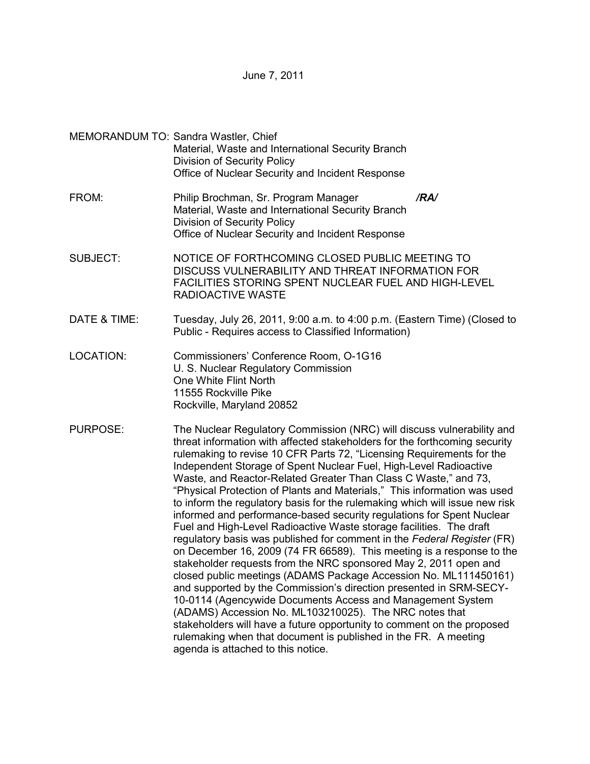June 7, 2011

MEMORANDUM TO: Sandra Wastler, Chief
Material, Waste and International Security Branch
Division of Security Policy
Office of Nuclear Security and Incident Response

FROM: Philip Brochman, Sr. Program Manager ***/RA/***
Material, Waste and International Security Branch
Division of Security Policy
Office of Nuclear Security and Incident Response

SUBJECT: NOTICE OF FORTHCOMING CLOSED PUBLIC MEETING TO DISCUSS VULNERABILITY AND THREAT INFORMATION FOR FACILITIES STORING SPENT NUCLEAR FUEL AND HIGH-LEVEL RADIOACTIVE WASTE

DATE & TIME: Tuesday, July 26, 2011, 9:00 a.m. to 4:00 p.m. (Eastern Time) (Closed to Public - Requires access to Classified Information)

LOCATION: Commissioners' Conference Room, O-1G16
U. S. Nuclear Regulatory Commission
One White Flint North
11555 Rockville Pike
Rockville, Maryland 20852

PURPOSE: The Nuclear Regulatory Commission (NRC) will discuss vulnerability and threat information with affected stakeholders for the forthcoming security rulemaking to revise 10 CFR Parts 72, "Licensing Requirements for the Independent Storage of Spent Nuclear Fuel, High-Level Radioactive Waste, and Reactor-Related Greater Than Class C Waste," and 73, "Physical Protection of Plants and Materials," This information was used to inform the regulatory basis for the rulemaking which will issue new risk informed and performance-based security regulations for Spent Nuclear Fuel and High-Level Radioactive Waste storage facilities. The draft regulatory basis was published for comment in the *Federal Register* (FR) on December 16, 2009 (74 FR 66589). This meeting is a response to the stakeholder requests from the NRC sponsored May 2, 2011 open and closed public meetings (ADAMS Package Accession No. ML111450161) and supported by the Commission's direction presented in SRM-SECY-10-0114 (Agencywide Documents Access and Management System (ADAMS) Accession No. ML103210025). The NRC notes that stakeholders will have a future opportunity to comment on the proposed rulemaking when that document is published in the FR. A meeting agenda is attached to this notice.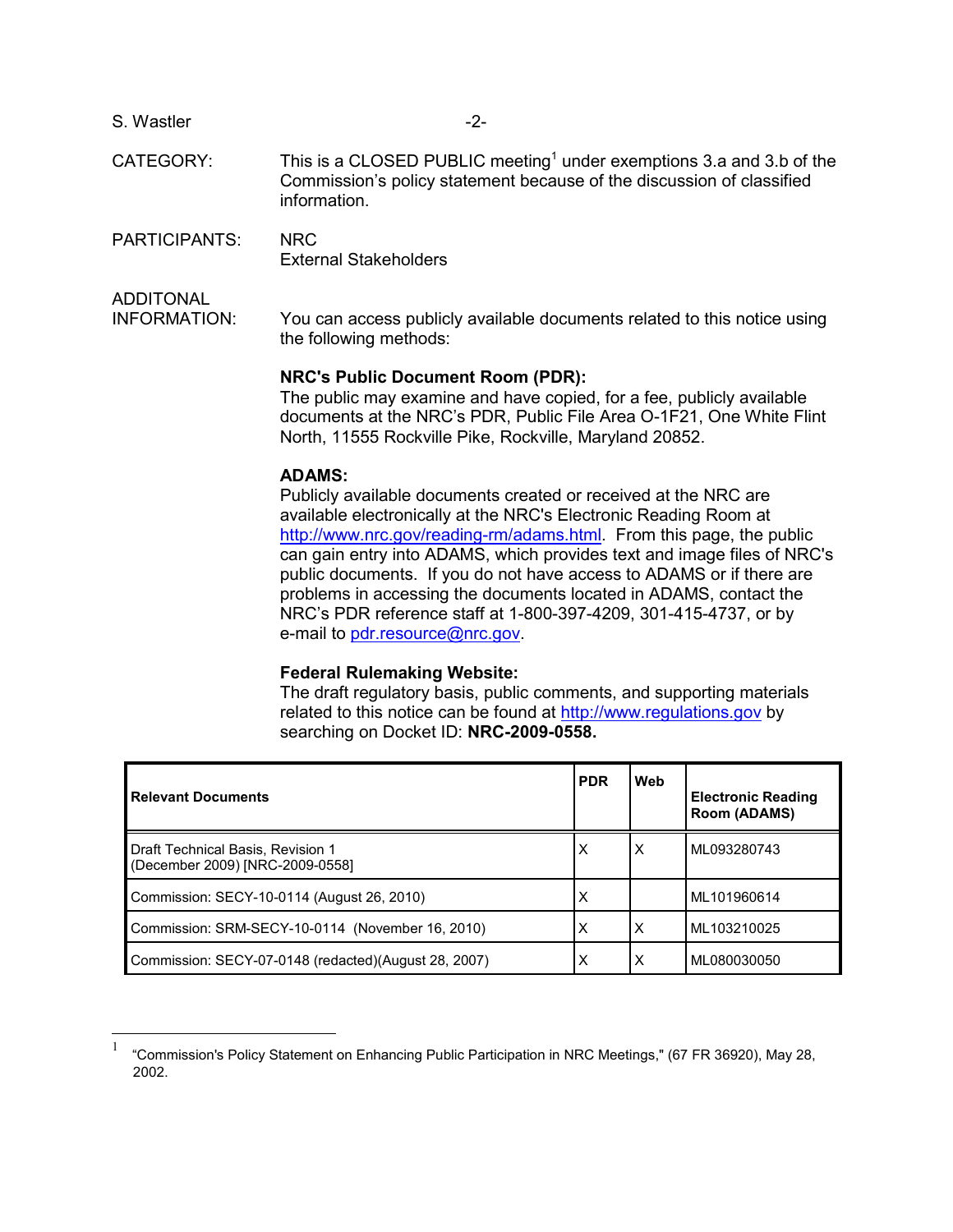CATEGORY: This is a CLOSED PUBLIC meeting[1] under exemptions 3.a and 3.b of the Commission's policy statement because of the discussion of classified information.

PARTICIPANTS: NRC
External Stakeholders

ADDITONAL INFORMATION: You can access publicly available documents related to this notice using the following methods:

**NRC's Public Document Room (PDR):**
The public may examine and have copied, for a fee, publicly available documents at the NRC's PDR, Public File Area O-1F21, One White Flint North, 11555 Rockville Pike, Rockville, Maryland 20852.

**ADAMS:**
Publicly available documents created or received at the NRC are available electronically at the NRC's Electronic Reading Room at http://www.nrc.gov/reading-rm/adams.html. From this page, the public can gain entry into ADAMS, which provides text and image files of NRC's public documents. If you do not have access to ADAMS or if there are problems in accessing the documents located in ADAMS, contact the NRC's PDR reference staff at 1-800-397-4209, 301-415-4737, or by e-mail to pdr.resource@nrc.gov.

**Federal Rulemaking Website:**
The draft regulatory basis, public comments, and supporting materials related to this notice can be found at http://www.regulations.gov by searching on Docket ID: **NRC-2009-0558.**

| Relevant Documents | PDR | Web | Electronic Reading Room (ADAMS) |
|---|---|---|---|
| Draft Technical Basis, Revision 1 (December 2009) [NRC-2009-0558] | X | X | ML093280743 |
| Commission: SECY-10-0114 (August 26, 2010) | X | | ML101960614 |
| Commission: SRM-SECY-10-0114 (November 16, 2010) | X | X | ML103210025 |
| Commission: SECY-07-0148 (redacted)(August 28, 2007) | X | X | ML080030050 |

---

[1] "Commission's Policy Statement on Enhancing Public Participation in NRC Meetings," (67 FR 36920), May 28, 2002.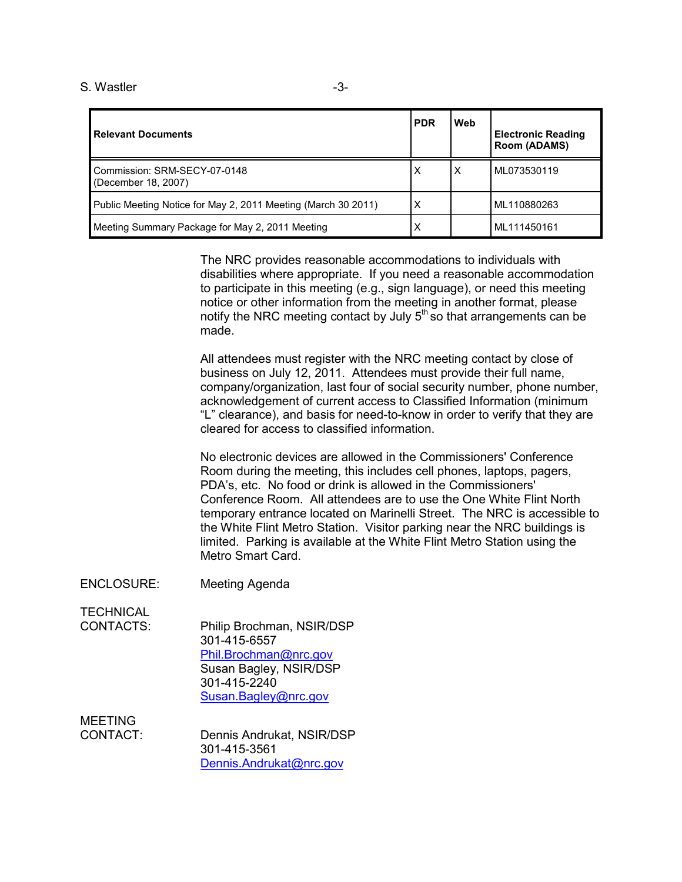| Relevant Documents | PDR | Web | Electronic Reading Room (ADAMS) |
|---|---|---|---|
| Commission: SRM-SECY-07-0148 (December 18, 2007) | X | X | ML073530119 |
| Public Meeting Notice for May 2, 2011 Meeting (March 30 2011) | X | | ML110880263 |
| Meeting Summary Package for May 2, 2011 Meeting | X | | ML111450161 |

The NRC provides reasonable accommodations to individuals with disabilities where appropriate. If you need a reasonable accommodation to participate in this meeting (e.g., sign language), or need this meeting notice or other information from the meeting in another format, please notify the NRC meeting contact by July 5th so that arrangements can be made.

All attendees must register with the NRC meeting contact by close of business on July 12, 2011. Attendees must provide their full name, company/organization, last four of social security number, phone number, acknowledgement of current access to Classified Information (minimum "L" clearance), and basis for need-to-know in order to verify that they are cleared for access to classified information.

No electronic devices are allowed in the Commissioners' Conference Room during the meeting, this includes cell phones, laptops, pagers, PDA's, etc. No food or drink is allowed in the Commissioners' Conference Room. All attendees are to use the One White Flint North temporary entrance located on Marinelli Street. The NRC is accessible to the White Flint Metro Station. Visitor parking near the NRC buildings is limited. Parking is available at the White Flint Metro Station using the Metro Smart Card.

ENCLOSURE: Meeting Agenda

TECHNICAL CONTACTS:

Philip Brochman, NSIR/DSP
301-415-6557
Phil.Brochman@nrc.gov
Susan Bagley, NSIR/DSP
301-415-2240
Susan.Bagley@nrc.gov

MEETING CONTACT:

Dennis Andrukat, NSIR/DSP
301-415-3561
Dennis.Andrukat@nrc.gov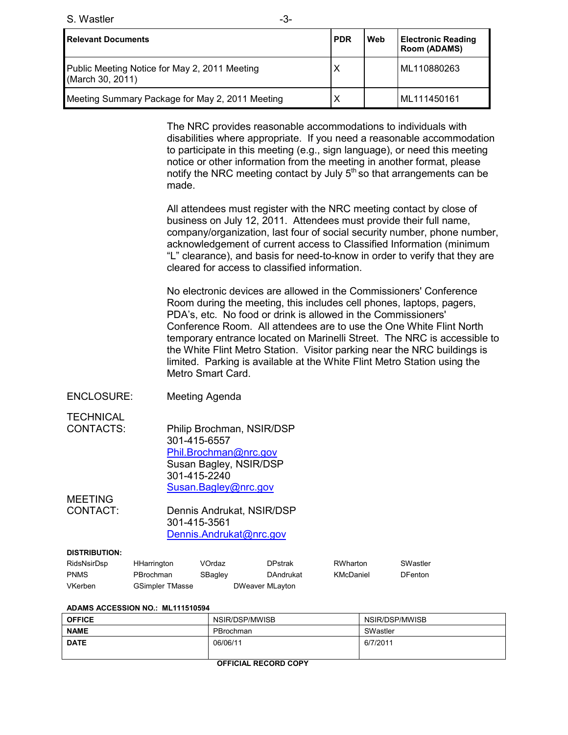| Relevant Documents | PDR | Web | Electronic Reading Room (ADAMS) |
| --- | --- | --- | --- |
| Public Meeting Notice for May 2, 2011 Meeting (March 30, 2011) | X | | ML110880263 |
| Meeting Summary Package for May 2, 2011 Meeting | X | | ML111450161 |

The NRC provides reasonable accommodations to individuals with disabilities where appropriate. If you need a reasonable accommodation to participate in this meeting (e.g., sign language), or need this meeting notice or other information from the meeting in another format, please notify the NRC meeting contact by July 5th so that arrangements can be made.

All attendees must register with the NRC meeting contact by close of business on July 12, 2011. Attendees must provide their full name, company/organization, last four of social security number, phone number, acknowledgement of current access to Classified Information (minimum "L" clearance), and basis for need-to-know in order to verify that they are cleared for access to classified information.

No electronic devices are allowed in the Commissioners' Conference Room during the meeting, this includes cell phones, laptops, pagers, PDA's, etc. No food or drink is allowed in the Commissioners' Conference Room. All attendees are to use the One White Flint North temporary entrance located on Marinelli Street. The NRC is accessible to the White Flint Metro Station. Visitor parking near the NRC buildings is limited. Parking is available at the White Flint Metro Station using the Metro Smart Card.

ENCLOSURE: Meeting Agenda

TECHNICAL CONTACTS:

Philip Brochman, NSIR/DSP
301-415-6557
Phil.Brochman@nrc.gov

Susan Bagley, NSIR/DSP
301-415-2240
Susan.Bagley@nrc.gov

MEETING CONTACT:

Dennis Andrukat, NSIR/DSP
301-415-3561
Dennis.Andrukat@nrc.gov

**DISTRIBUTION:**

RidsNsirDsp, HHarrington, VOrdaz, DPstrak, RWharton, SWastler, PNMS, PBrochman, SBagley, DAndrukat, KMcDaniel, DFenton, VKerben, GSimpler, TMasse, DWeaver, MLayton

**ADAMS ACCESSION NO.: ML111510594**

| OFFICE | NSIR/DSP/MWISB | NSIR/DSP/MWISB |
| --- | --- | --- |
| NAME | PBrochman | SWastler |
| DATE | 06/06/11 | 6/7/2011 |

**OFFICIAL RECORD COPY**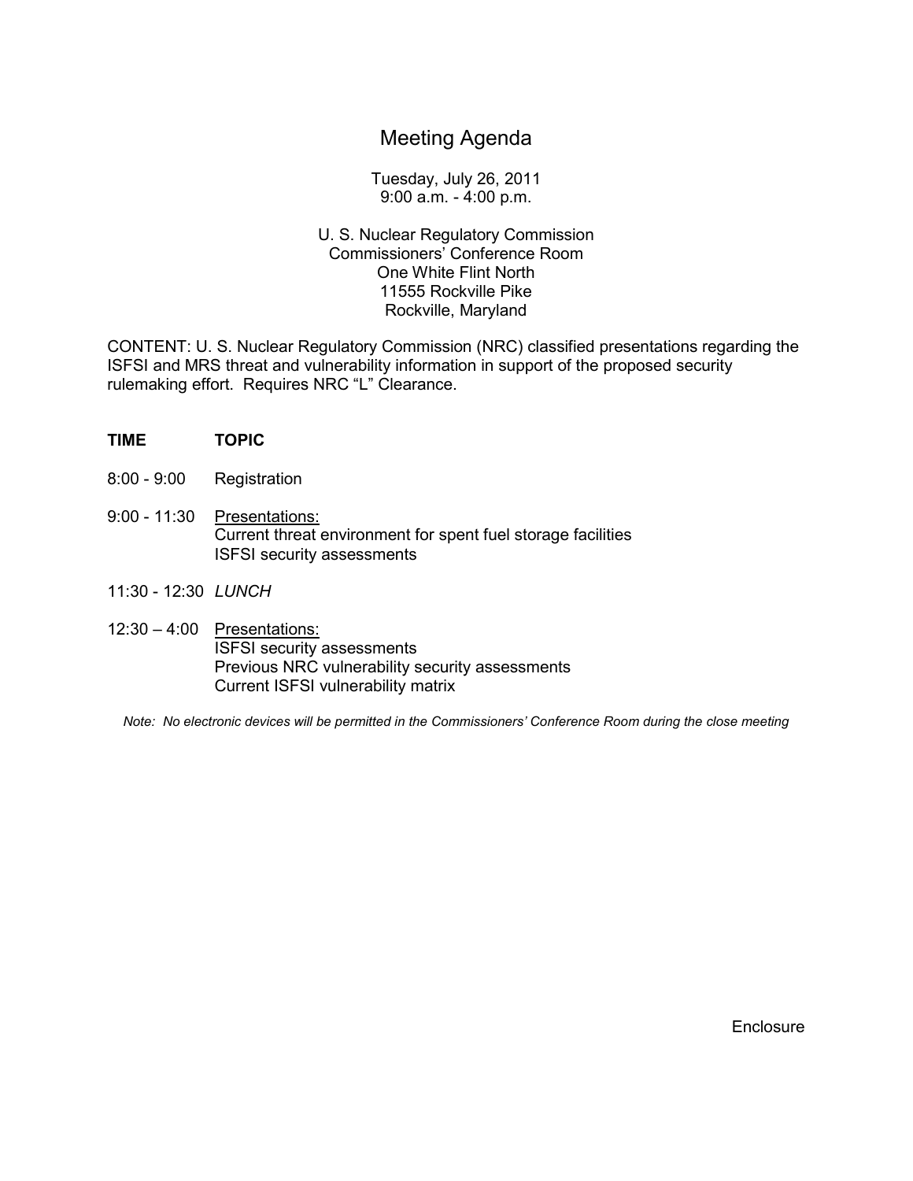# Meeting Agenda

Tuesday, July 26, 2011
9:00 a.m. - 4:00 p.m.

U. S. Nuclear Regulatory Commission
Commissioners' Conference Room
One White Flint North
11555 Rockville Pike
Rockville, Maryland

CONTENT: U. S. Nuclear Regulatory Commission (NRC) classified presentations regarding the ISFSI and MRS threat and vulnerability information in support of the proposed security rulemaking effort. Requires NRC "L" Clearance.

| **TIME** | **TOPIC** |
|---|---|
| 8:00 - 9:00 | Registration |
| 9:00 - 11:30 | Presentations:<br>Current threat environment for spent fuel storage facilities<br>ISFSI security assessments |
| 11:30 - 12:30 | *LUNCH* |
| 12:30 – 4:00 | Presentations:<br>ISFSI security assessments<br>Previous NRC vulnerability security assessments<br>Current ISFSI vulnerability matrix |

*Note: No electronic devices will be permitted in the Commissioners' Conference Room during the close meeting*

Enclosure